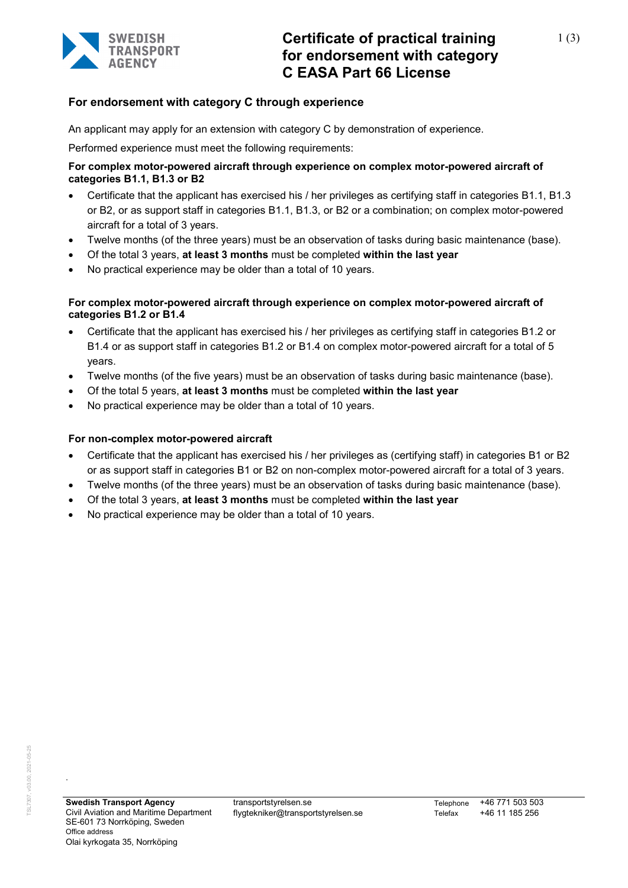# Certificate of practical training for endorsement with category C EASA Part 66 License

## For endorsement with category C through experience

An applicant may apply for an extension with category C by demonstration of experience.

Performed experience must meet the following requirements:

**For complex motor-powered aircraft through experience on complex motor-powered aircraft of categories B1.1, B1.3 or B2**

- Certificate that the applicant has exercised his / her privileges as certifying staff in categories B1.1, B1.3 or B2, or as support staff in categories B1.1, B1.3, or B2 or a combination; on complex motor-powered aircraft for a total of 3 years.
- Twelve months (of the three years) must be an observation of tasks during basic maintenance (base).
- Of the total 3 years, **at least 3 months** must be completed **within the last year**
- No practical experience may be older than a total of 10 years.

**For complex motor-powered aircraft through experience on complex motor-powered aircraft of categories B1.2 or B1.4**

- Certificate that the applicant has exercised his / her privileges as certifying staff in categories B1.2 or B1.4 or as support staff in categories B1.2 or B1.4 on complex motor-powered aircraft for a total of 5 years.
- Twelve months (of the five years) must be an observation of tasks during basic maintenance (base).
- Of the total 5 years, **at least 3 months** must be completed **within the last year**
- No practical experience may be older than a total of 10 years.

**For non-complex motor-powered aircraft**

- Certificate that the applicant has exercised his / her privileges as (certifying staff) in categories B1 or B2 or as support staff in categories B1 or B2 on non-complex motor-powered aircraft for a total of 3 years.
- Twelve months (of the three years) must be an observation of tasks during basic maintenance (base).
- Of the total 3 years, **at least 3 months** must be completed **within the last year**
- No practical experience may be older than a total of 10 years.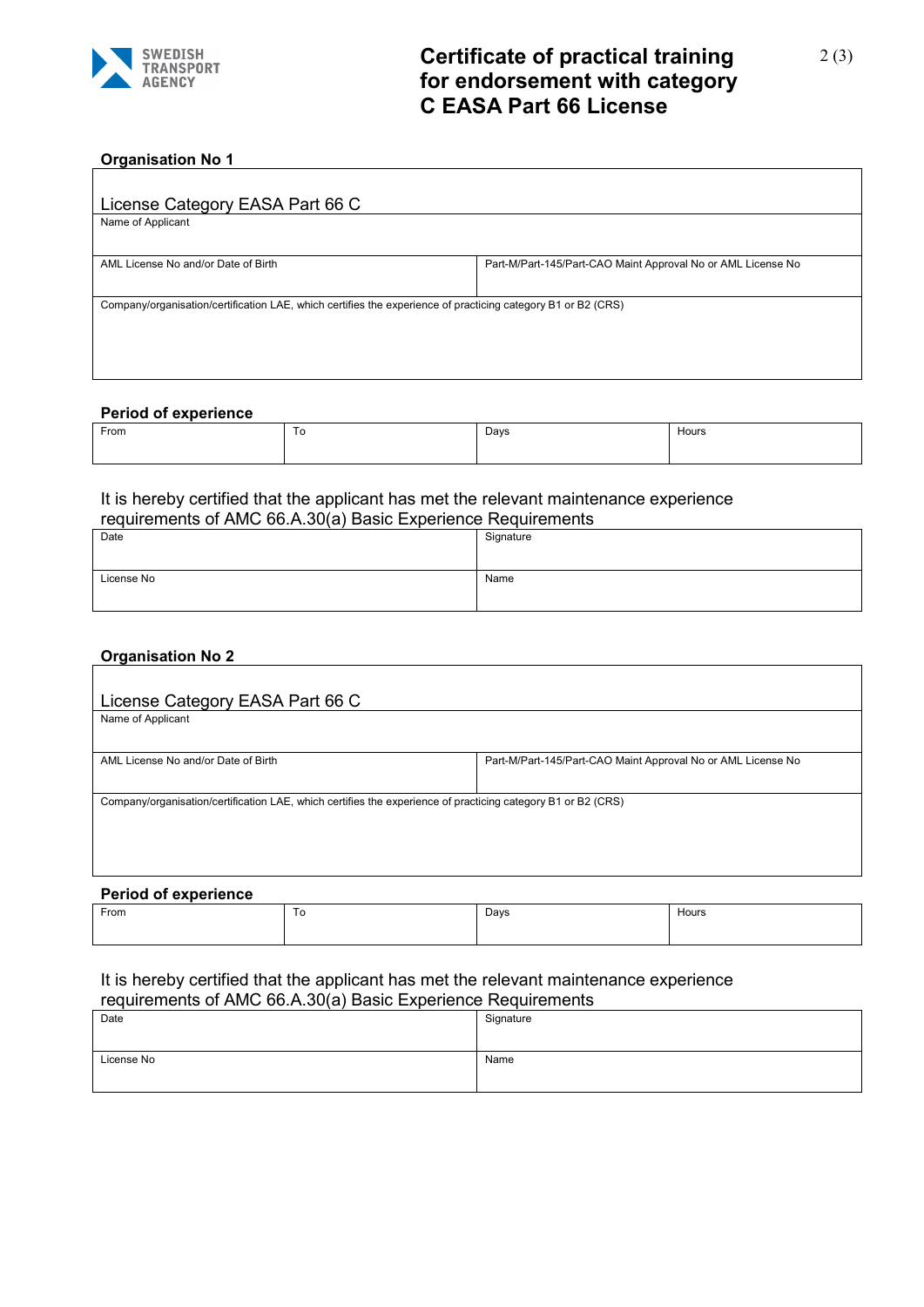# Certificate of practical training for endorsement with category C EASA Part 66 License

## Organisation No 1

| License Category EASA Part 66 C | |
|---|---|
| Name of Applicant | |
| AML License No and/or Date of Birth | Part-M/Part-145/Part-CAO Maint Approval No or AML License No |
| Company/organisation/certification LAE, which certifies the experience of practicing category B1 or B2 (CRS) | |

**Period of experience**

| From | To | Days | Hours |
|---|---|---|---|
| | | | |

It is hereby certified that the applicant has met the relevant maintenance experience requirements of AMC 66.A.30(a) Basic Experience Requirements

| Date | Signature |
|---|---|
| License No | Name |

## Organisation No 2

| License Category EASA Part 66 C | |
|---|---|
| Name of Applicant | |
| AML License No and/or Date of Birth | Part-M/Part-145/Part-CAO Maint Approval No or AML License No |
| Company/organisation/certification LAE, which certifies the experience of practicing category B1 or B2 (CRS) | |

**Period of experience**

| From | To | Days | Hours |
|---|---|---|---|
| | | | |

It is hereby certified that the applicant has met the relevant maintenance experience requirements of AMC 66.A.30(a) Basic Experience Requirements

| Date | Signature |
|---|---|
| License No | Name |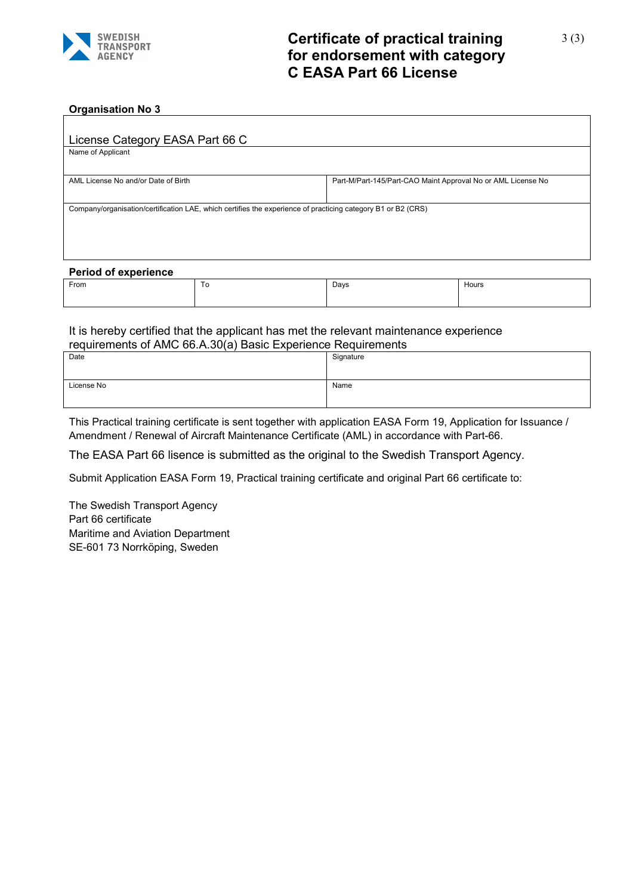SWEDISH TRANSPORT AGENCY

# Certificate of practical training for endorsement with category C EASA Part 66 License

**Organisation No 3**

| License Category EASA Part 66 C | |
|---|---|
| Name of Applicant | |
| AML License No and/or Date of Birth | Part-M/Part-145/Part-CAO Maint Approval No or AML License No |
| Company/organisation/certification LAE, which certifies the experience of practicing category B1 or B2 (CRS) | |

**Period of experience**

| From | To | Days | Hours |
|---|---|---|---|
| | | | |

It is hereby certified that the applicant has met the relevant maintenance experience requirements of AMC 66.A.30(a) Basic Experience Requirements

| Date | Signature |
|---|---|
| License No | Name |

This Practical training certificate is sent together with application EASA Form 19, Application for Issuance / Amendment / Renewal of Aircraft Maintenance Certificate (AML) in accordance with Part-66.

The EASA Part 66 lisence is submitted as the original to the Swedish Transport Agency.

Submit Application EASA Form 19, Practical training certificate and original Part 66 certificate to:

The Swedish Transport Agency
Part 66 certificate
Maritime and Aviation Department
SE-601 73 Norrköping, Sweden